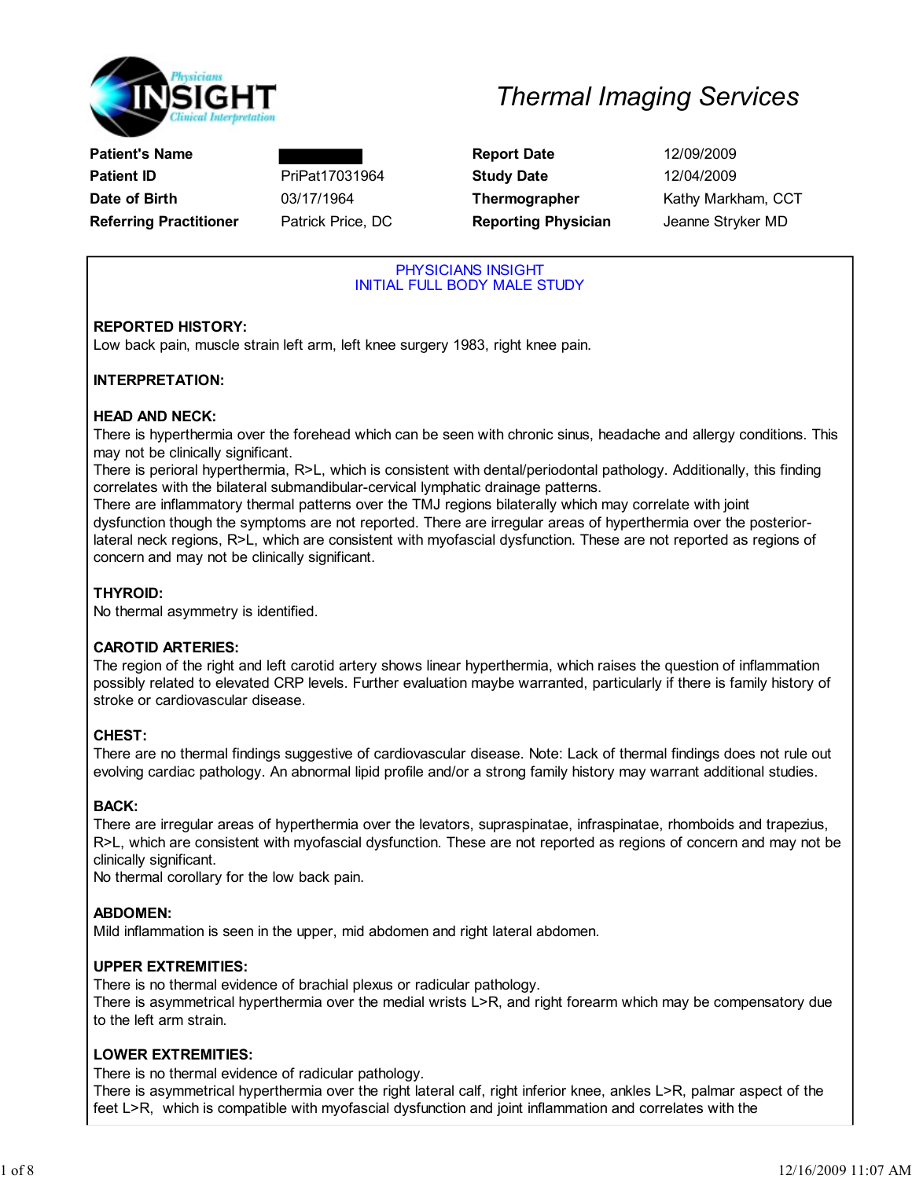**Physicians INSIGHT Clinical Interpretation**

# *Thermal Imaging Services*

| | | | |
|---|---|---|---|
| **Patient's Name** | ████████ | **Report Date** | 12/09/2009 |
| **Patient ID** | PriPat17031964 | **Study Date** | 12/04/2009 |
| **Date of Birth** | 03/17/1964 | **Thermographer** | Kathy Markham, CCT |
| **Referring Practitioner** | Patrick Price, DC | **Reporting Physician** | Jeanne Stryker MD |

## PHYSICIANS INSIGHT
## INITIAL FULL BODY MALE STUDY

**REPORTED HISTORY:**
Low back pain, muscle strain left arm, left knee surgery 1983, right knee pain.

**INTERPRETATION:**

**HEAD AND NECK:**
There is hyperthermia over the forehead which can be seen with chronic sinus, headache and allergy conditions. This may not be clinically significant.
There is perioral hyperthermia, R>L, which is consistent with dental/periodontal pathology. Additionally, this finding correlates with the bilateral submandibular-cervical lymphatic drainage patterns.
There are inflammatory thermal patterns over the TMJ regions bilaterally which may correlate with joint dysfunction though the symptoms are not reported. There are irregular areas of hyperthermia over the posterior-lateral neck regions, R>L, which are consistent with myofascial dysfunction. These are not reported as regions of concern and may not be clinically significant.

**THYROID:**
No thermal asymmetry is identified.

**CAROTID ARTERIES:**
The region of the right and left carotid artery shows linear hyperthermia, which raises the question of inflammation possibly related to elevated CRP levels. Further evaluation maybe warranted, particularly if there is family history of stroke or cardiovascular disease.

**CHEST:**
There are no thermal findings suggestive of cardiovascular disease. Note: Lack of thermal findings does not rule out evolving cardiac pathology. An abnormal lipid profile and/or a strong family history may warrant additional studies.

**BACK:**
There are irregular areas of hyperthermia over the levators, supraspinatae, infraspinatae, rhomboids and trapezius, R>L, which are consistent with myofascial dysfunction. These are not reported as regions of concern and may not be clinically significant.
No thermal corollary for the low back pain.

**ABDOMEN:**
Mild inflammation is seen in the upper, mid abdomen and right lateral abdomen.

**UPPER EXTREMITIES:**
There is no thermal evidence of brachial plexus or radicular pathology.
There is asymmetrical hyperthermia over the medial wrists L>R, and right forearm which may be compensatory due to the left arm strain.

**LOWER EXTREMITIES:**
There is no thermal evidence of radicular pathology.
There is asymmetrical hyperthermia over the right lateral calf, right inferior knee, ankles L>R, palmar aspect of the feet L>R, which is compatible with myofascial dysfunction and joint inflammation and correlates with the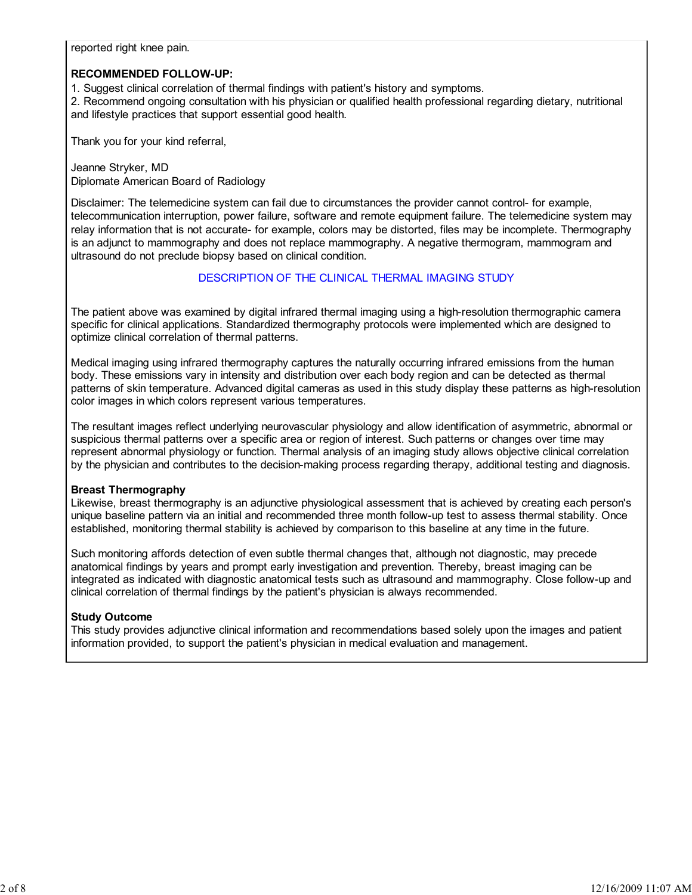reported right knee pain.

**RECOMMENDED FOLLOW-UP:**

1. Suggest clinical correlation of thermal findings with patient's history and symptoms.
2. Recommend ongoing consultation with his physician or qualified health professional regarding dietary, nutritional and lifestyle practices that support essential good health.

Thank you for your kind referral,

Jeanne Stryker, MD
Diplomate American Board of Radiology

Disclaimer: The telemedicine system can fail due to circumstances the provider cannot control- for example, telecommunication interruption, power failure, software and remote equipment failure. The telemedicine system may relay information that is not accurate- for example, colors may be distorted, files may be incomplete. Thermography is an adjunct to mammography and does not replace mammography. A negative thermogram, mammogram and ultrasound do not preclude biopsy based on clinical condition.

## DESCRIPTION OF THE CLINICAL THERMAL IMAGING STUDY

The patient above was examined by digital infrared thermal imaging using a high-resolution thermographic camera specific for clinical applications. Standardized thermography protocols were implemented which are designed to optimize clinical correlation of thermal patterns.

Medical imaging using infrared thermography captures the naturally occurring infrared emissions from the human body. These emissions vary in intensity and distribution over each body region and can be detected as thermal patterns of skin temperature. Advanced digital cameras as used in this study display these patterns as high-resolution color images in which colors represent various temperatures.

The resultant images reflect underlying neurovascular physiology and allow identification of asymmetric, abnormal or suspicious thermal patterns over a specific area or region of interest. Such patterns or changes over time may represent abnormal physiology or function. Thermal analysis of an imaging study allows objective clinical correlation by the physician and contributes to the decision-making process regarding therapy, additional testing and diagnosis.

**Breast Thermography**
Likewise, breast thermography is an adjunctive physiological assessment that is achieved by creating each person's unique baseline pattern via an initial and recommended three month follow-up test to assess thermal stability. Once established, monitoring thermal stability is achieved by comparison to this baseline at any time in the future.

Such monitoring affords detection of even subtle thermal changes that, although not diagnostic, may precede anatomical findings by years and prompt early investigation and prevention. Thereby, breast imaging can be integrated as indicated with diagnostic anatomical tests such as ultrasound and mammography. Close follow-up and clinical correlation of thermal findings by the patient's physician is always recommended.

**Study Outcome**
This study provides adjunctive clinical information and recommendations based solely upon the images and patient information provided, to support the patient's physician in medical evaluation and management.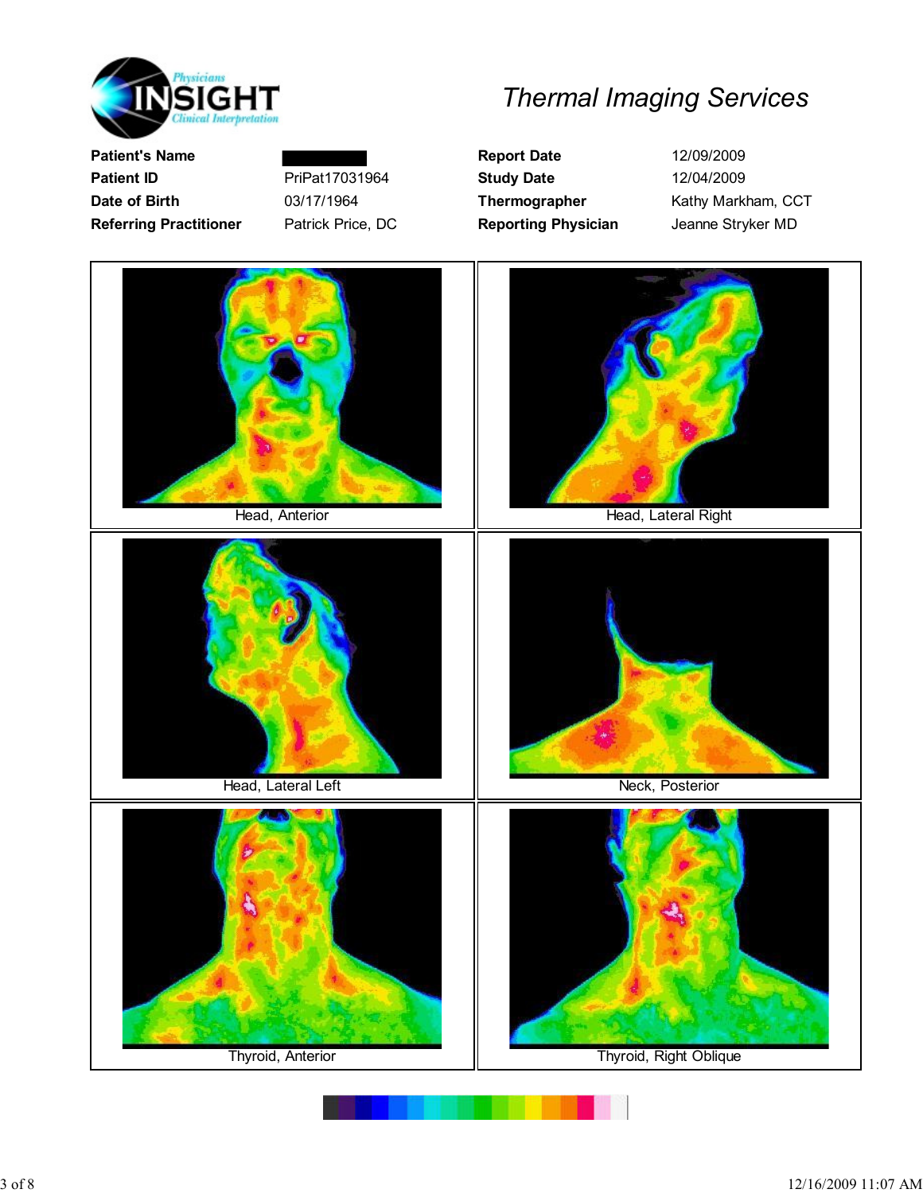# Thermal Imaging Services

| | | | |
|---|---|---|---|
| **Patient's Name** | | **Report Date** | 12/09/2009 |
| **Patient ID** | PriPat17031964 | **Study Date** | 12/04/2009 |
| **Date of Birth** | 03/17/1964 | **Thermographer** | Kathy Markham, CCT |
| **Referring Practitioner** | Patrick Price, DC | **Reporting Physician** | Jeanne Stryker MD |

Head, Anterior

Head, Lateral Right

Head, Lateral Left

Neck, Posterior

Thyroid, Anterior

Thyroid, Right Oblique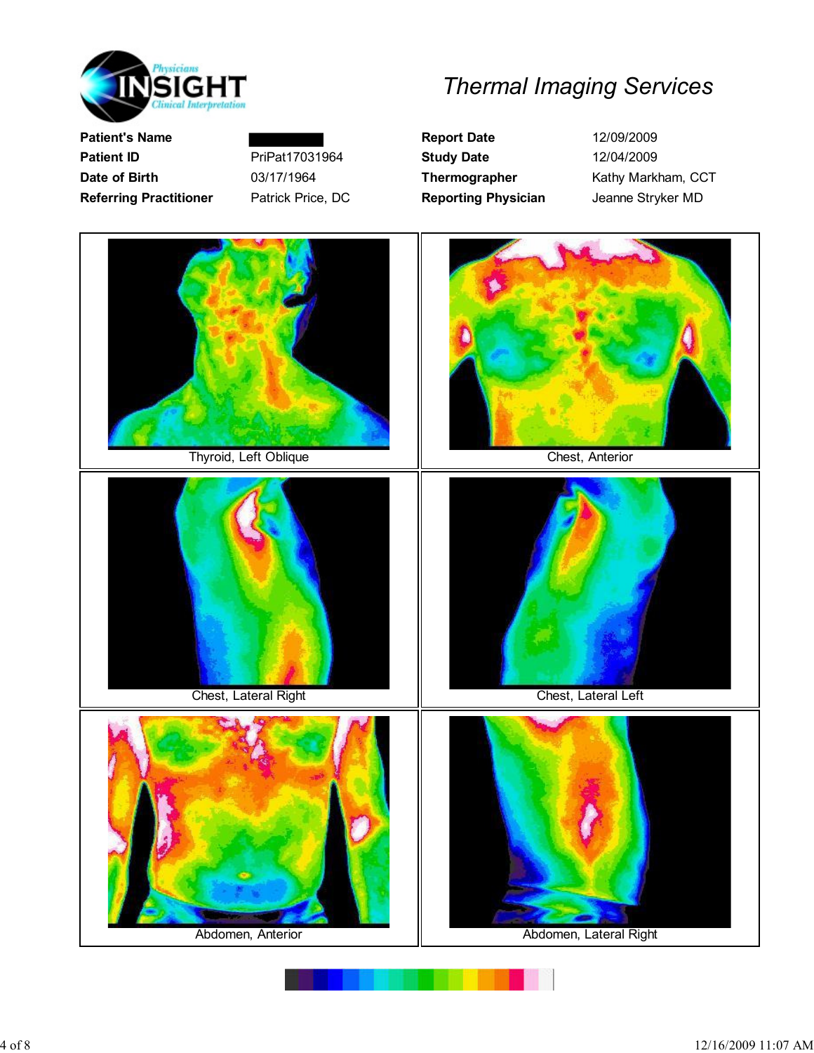# Thermal Imaging Services

| | | | |
|---|---|---|---|
| **Patient's Name** | | **Report Date** | 12/09/2009 |
| **Patient ID** | PriPat17031964 | **Study Date** | 12/04/2009 |
| **Date of Birth** | 03/17/1964 | **Thermographer** | Kathy Markham, CCT |
| **Referring Practitioner** | Patrick Price, DC | **Reporting Physician** | Jeanne Stryker MD |

Thyroid, Left Oblique

Chest, Anterior

Chest, Lateral Right

Chest, Lateral Left

Abdomen, Anterior

Abdomen, Lateral Right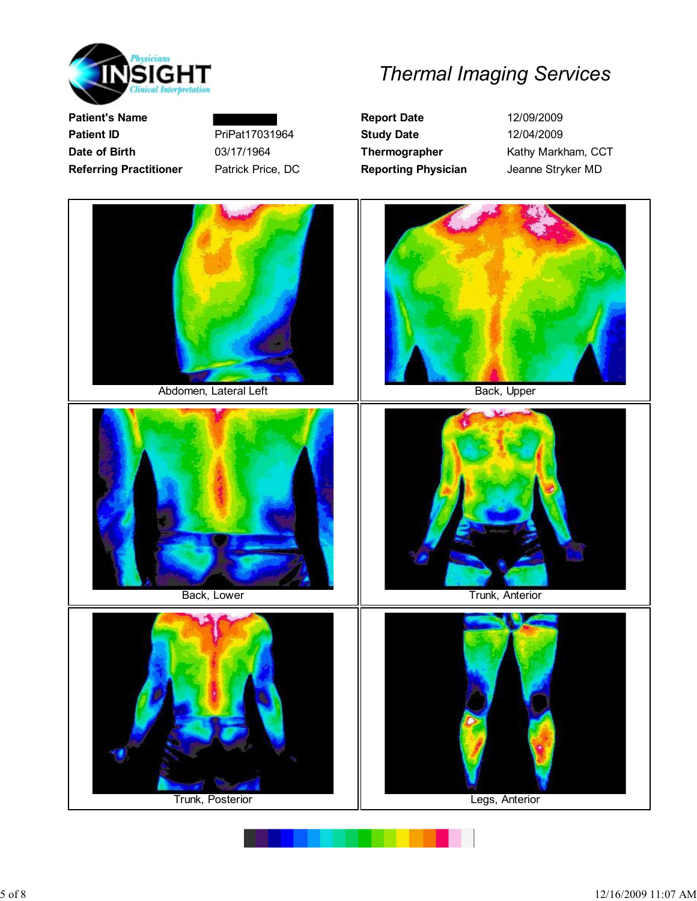# Thermal Imaging Services

Physicians INSIGHT Clinical Interpretation

| | | | |
|---|---|---|---|
| **Patient's Name** | | **Report Date** | 12/09/2009 |
| **Patient ID** | PriPat17031964 | **Study Date** | 12/04/2009 |
| **Date of Birth** | 03/17/1964 | **Thermographer** | Kathy Markham, CCT |
| **Referring Practitioner** | Patrick Price, DC | **Reporting Physician** | Jeanne Stryker MD |

Abdomen, Lateral Left

Back, Upper

Back, Lower

Trunk, Anterior

Trunk, Posterior

Legs, Anterior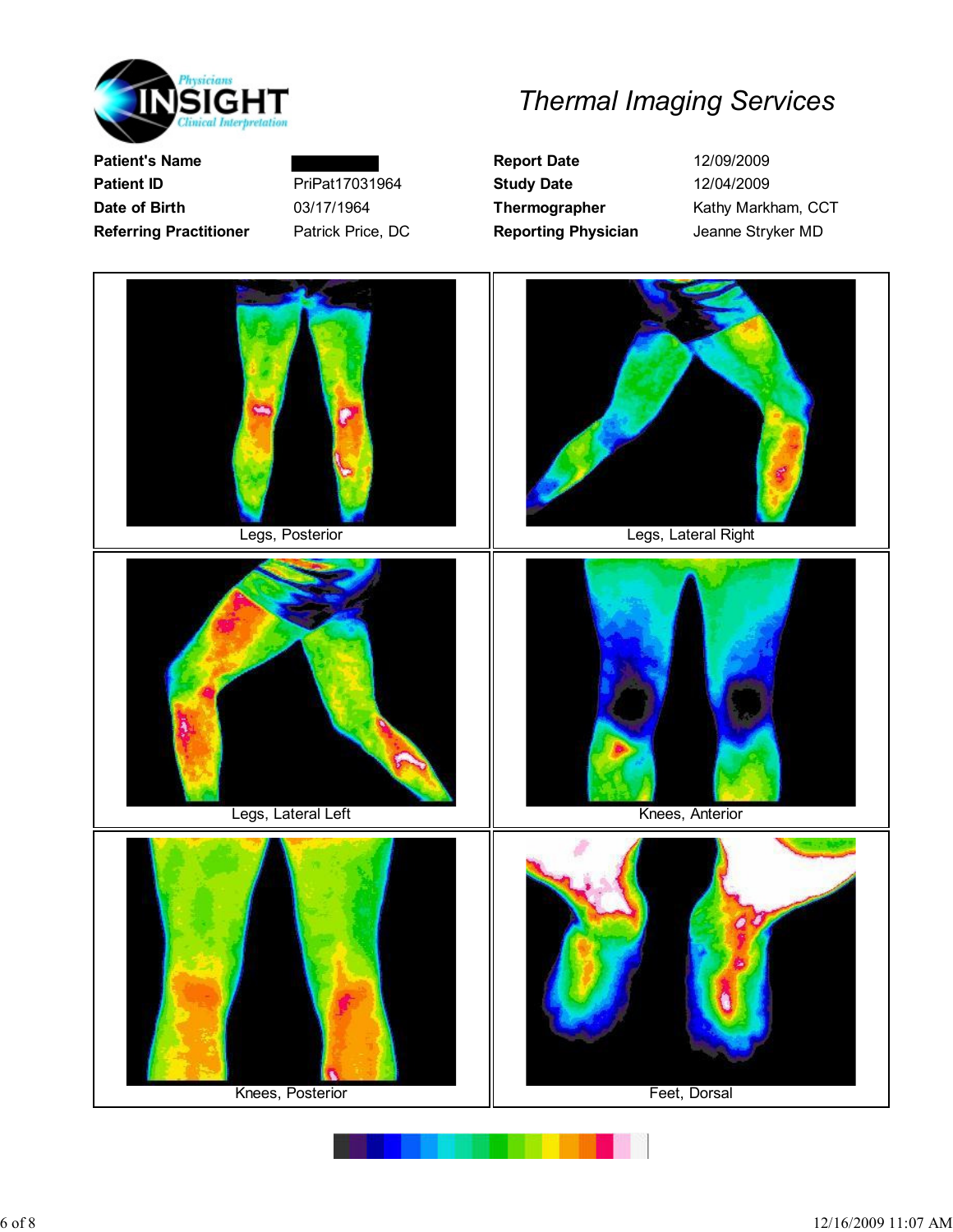Physicians INSIGHT Clinical Interpretation

# Thermal Imaging Services

| | | | |
|---|---|---|---|
| **Patient's Name** | ███████ | **Report Date** | 12/09/2009 |
| **Patient ID** | PriPat17031964 | **Study Date** | 12/04/2009 |
| **Date of Birth** | 03/17/1964 | **Thermographer** | Kathy Markham, CCT |
| **Referring Practitioner** | Patrick Price, DC | **Reporting Physician** | Jeanne Stryker MD |

Legs, Posterior

Legs, Lateral Right

Legs, Lateral Left

Knees, Anterior

Knees, Posterior

Feet, Dorsal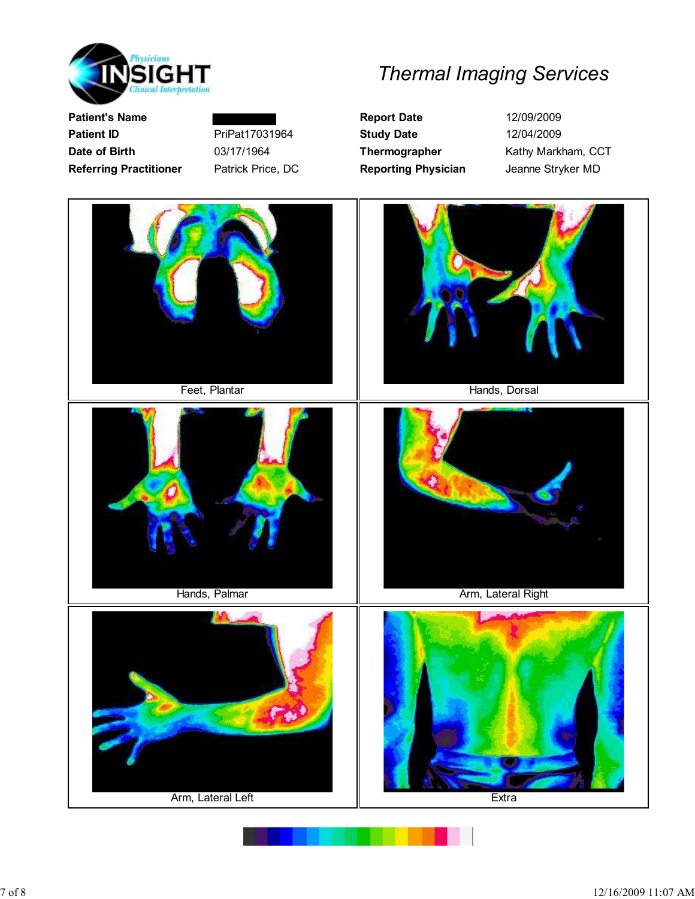**Physicians INSIGHT Clinical Interpretation**

*Thermal Imaging Services*

| | | | |
|---|---|---|---|
| **Patient's Name** | | **Report Date** | 12/09/2009 |
| **Patient ID** | PriPat17031964 | **Study Date** | 12/04/2009 |
| **Date of Birth** | 03/17/1964 | **Thermographer** | Kathy Markham, CCT |
| **Referring Practitioner** | Patrick Price, DC | **Reporting Physician** | Jeanne Stryker MD |

Feet, Plantar

Hands, Dorsal

Hands, Palmar

Arm, Lateral Right

Arm, Lateral Left

Extra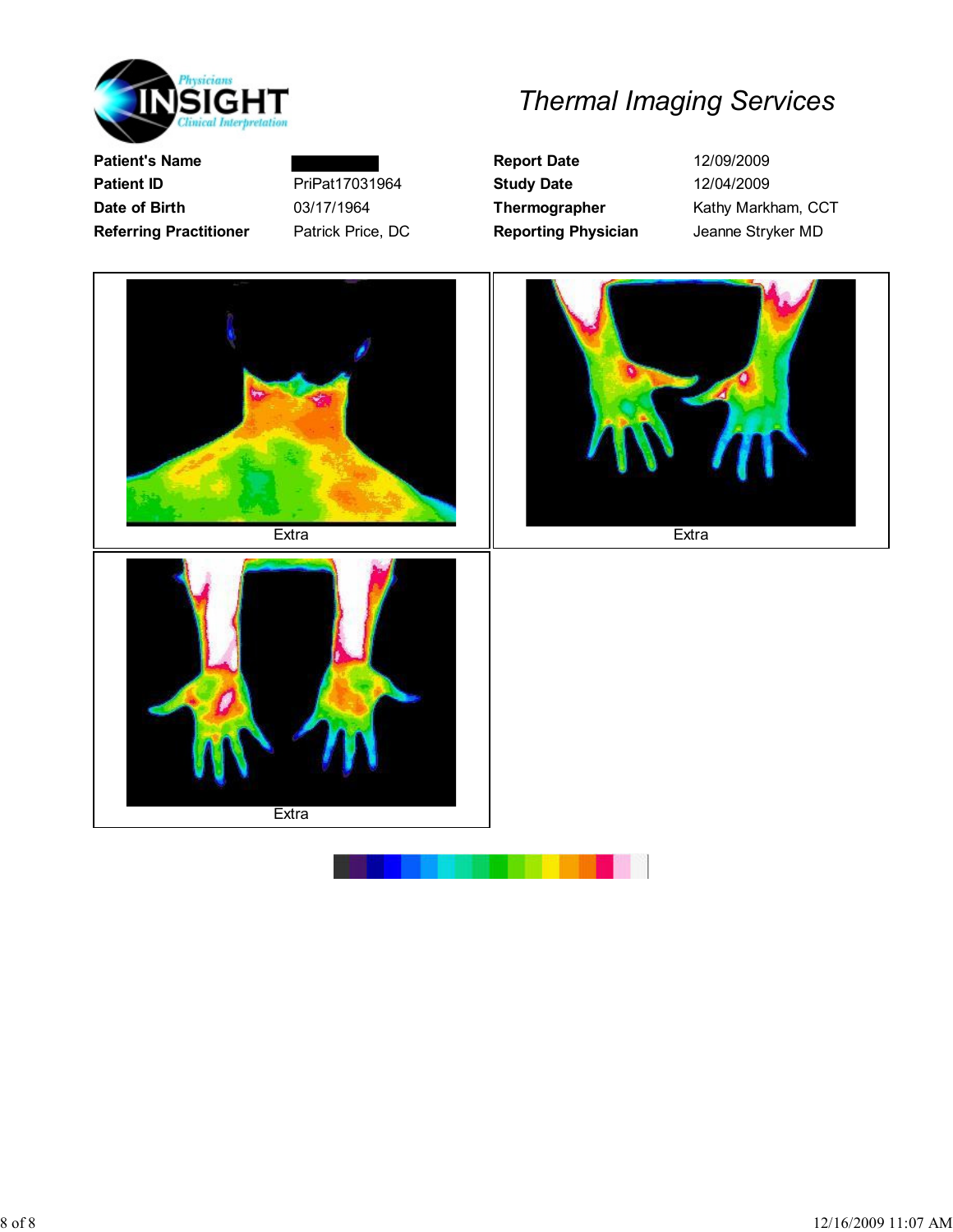Physicians INSIGHT Clinical Interpretation

# Thermal Imaging Services

| | | | |
|---|---|---|---|
| **Patient's Name** | | **Report Date** | 12/09/2009 |
| **Patient ID** | PriPat17031964 | **Study Date** | 12/04/2009 |
| **Date of Birth** | 03/17/1964 | **Thermographer** | Kathy Markham, CCT |
| **Referring Practitioner** | Patrick Price, DC | **Reporting Physician** | Jeanne Stryker MD |

Extra

Extra

Extra